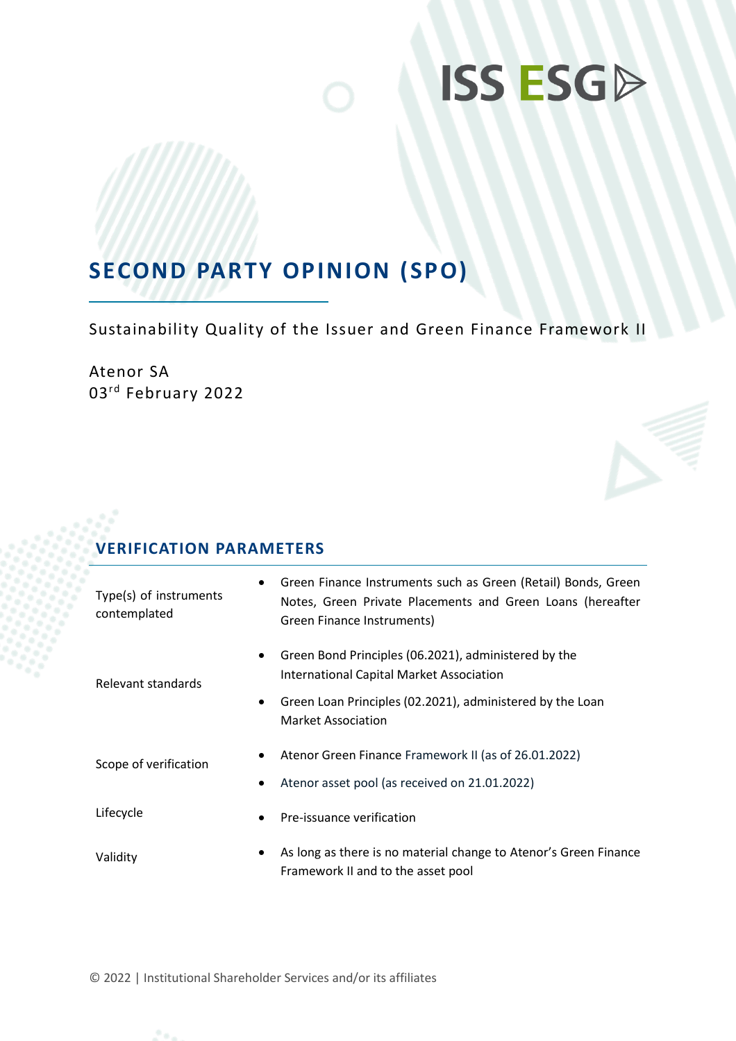ISS ESG

# SECOND PARTY OPINION (SPO)

Sustainability Quality of the Issuer and Green Finance Framework II

Atenor SA
03rd February 2022

## VERIFICATION PARAMETERS

| | |
|---|---|
| Type(s) of instruments contemplated | • Green Finance Instruments such as Green (Retail) Bonds, Green Notes, Green Private Placements and Green Loans (hereafter Green Finance Instruments) |
| Relevant standards | • Green Bond Principles (06.2021), administered by the International Capital Market Association<br>• Green Loan Principles (02.2021), administered by the Loan Market Association |
| Scope of verification | • Atenor Green Finance Framework II (as of 26.01.2022)<br>• Atenor asset pool (as received on 21.01.2022) |
| Lifecycle | • Pre-issuance verification |
| Validity | • As long as there is no material change to Atenor's Green Finance Framework II and to the asset pool |

© 2022 | Institutional Shareholder Services and/or its affiliates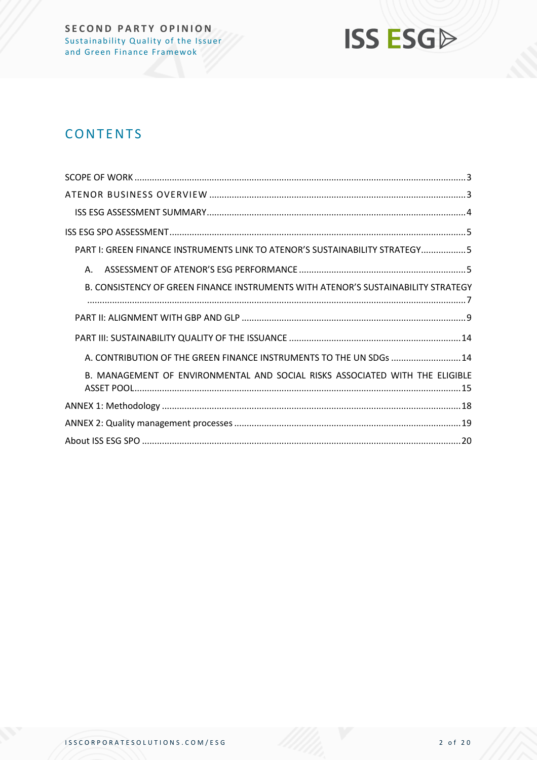# CONTENTS

SCOPE OF WORK ..... 3

ATENOR BUSINESS OVERVIEW ..... 3

ISS ESG ASSESSMENT SUMMARY ..... 4

ISS ESG SPO ASSESSMENT ..... 5

PART I: GREEN FINANCE INSTRUMENTS LINK TO ATENOR'S SUSTAINABILITY STRATEGY ..... 5

A. ASSESSMENT OF ATENOR'S ESG PERFORMANCE ..... 5

B. CONSISTENCY OF GREEN FINANCE INSTRUMENTS WITH ATENOR'S SUSTAINABILITY STRATEGY ..... 7

PART II: ALIGNMENT WITH GBP AND GLP ..... 9

PART III: SUSTAINABILITY QUALITY OF THE ISSUANCE ..... 14

A. CONTRIBUTION OF THE GREEN FINANCE INSTRUMENTS TO THE UN SDGs ..... 14

B. MANAGEMENT OF ENVIRONMENTAL AND SOCIAL RISKS ASSOCIATED WITH THE ELIGIBLE ASSET POOL ..... 15

ANNEX 1: Methodology ..... 18

ANNEX 2: Quality management processes ..... 19

About ISS ESG SPO ..... 20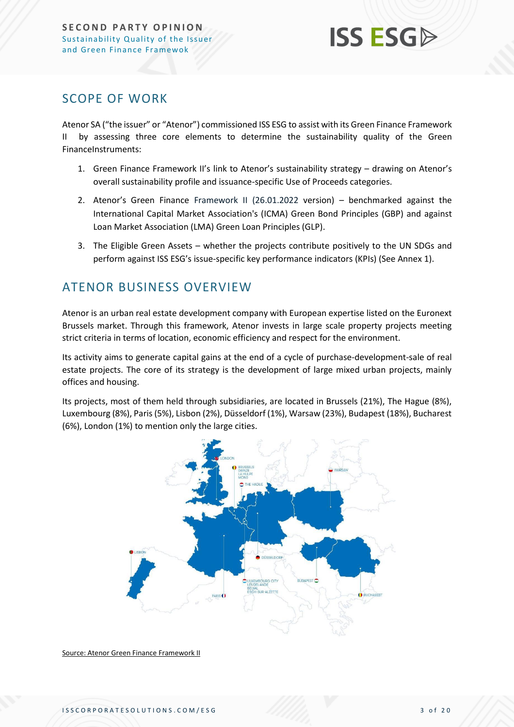## SCOPE OF WORK

Atenor SA ("the issuer" or "Atenor") commissioned ISS ESG to assist with its Green Finance Framework II by assessing three core elements to determine the sustainability quality of the Green FinanceInstruments:

1. Green Finance Framework II's link to Atenor's sustainability strategy – drawing on Atenor's overall sustainability profile and issuance-specific Use of Proceeds categories.
2. Atenor's Green Finance Framework II (26.01.2022 version) – benchmarked against the International Capital Market Association's (ICMA) Green Bond Principles (GBP) and against Loan Market Association (LMA) Green Loan Principles (GLP).
3. The Eligible Green Assets – whether the projects contribute positively to the UN SDGs and perform against ISS ESG's issue-specific key performance indicators (KPIs) (See Annex 1).

## ATENOR BUSINESS OVERVIEW

Atenor is an urban real estate development company with European expertise listed on the Euronext Brussels market. Through this framework, Atenor invests in large scale property projects meeting strict criteria in terms of location, economic efficiency and respect for the environment.

Its activity aims to generate capital gains at the end of a cycle of purchase-development-sale of real estate projects. The core of its strategy is the development of large mixed urban projects, mainly offices and housing.

Its projects, most of them held through subsidiaries, are located in Brussels (21%), The Hague (8%), Luxembourg (8%), Paris (5%), Lisbon (2%), Düsseldorf (1%), Warsaw (23%), Budapest (18%), Bucharest (6%), London (1%) to mention only the large cities.

LONDON
BRUSSELS
DEINZE
LA HULPE
MONS
THE HAGUE
WARSAW
LISBON
DÜSSELDORF
LUXEMBOURG CITY
LEUDELANGE
BELVAL
ESCH-SUR-ALZETTE
BUDAPEST
PARIS
BUCHAREST

Source: Atenor Green Finance Framework II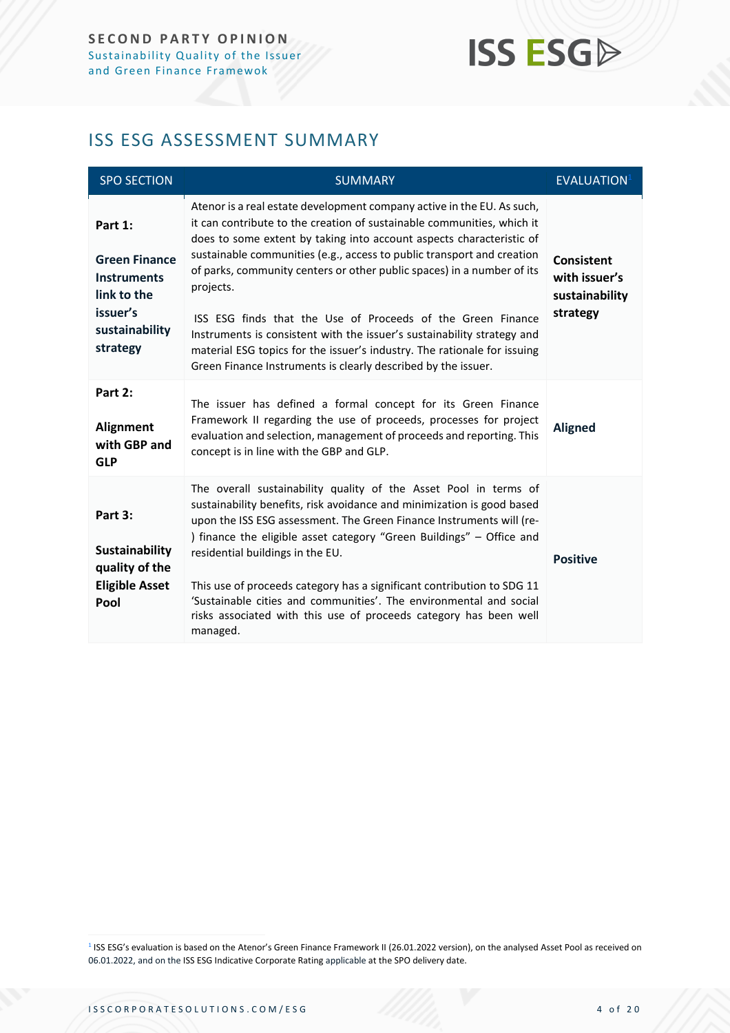## ISS ESG ASSESSMENT SUMMARY

| SPO SECTION | SUMMARY | EVALUATION[1] |
|---|---|---|
| **Part 1:** **Green Finance Instruments link to the issuer's sustainability strategy** | Atenor is a real estate development company active in the EU. As such, it can contribute to the creation of sustainable communities, which it does to some extent by taking into account aspects characteristic of sustainable communities (e.g., access to public transport and creation of parks, community centers or other public spaces) in a number of its projects. ISS ESG finds that the Use of Proceeds of the Green Finance Instruments is consistent with the issuer's sustainability strategy and material ESG topics for the issuer's industry. The rationale for issuing Green Finance Instruments is clearly described by the issuer. | **Consistent with issuer's sustainability strategy** |
| **Part 2:** **Alignment with GBP and GLP** | The issuer has defined a formal concept for its Green Finance Framework II regarding the use of proceeds, processes for project evaluation and selection, management of proceeds and reporting. This concept is in line with the GBP and GLP. | **Aligned** |
| **Part 3:** **Sustainability quality of the Eligible Asset Pool** | The overall sustainability quality of the Asset Pool in terms of sustainability benefits, risk avoidance and minimization is good based upon the ISS ESG assessment. The Green Finance Instruments will (re-) finance the eligible asset category "Green Buildings" – Office and residential buildings in the EU. This use of proceeds category has a significant contribution to SDG 11 'Sustainable cities and communities'. The environmental and social risks associated with this use of proceeds category has been well managed. | **Positive** |

[1] ISS ESG's evaluation is based on the Atenor's Green Finance Framework II (26.01.2022 version), on the analysed Asset Pool as received on 06.01.2022, and on the ISS ESG Indicative Corporate Rating applicable at the SPO delivery date.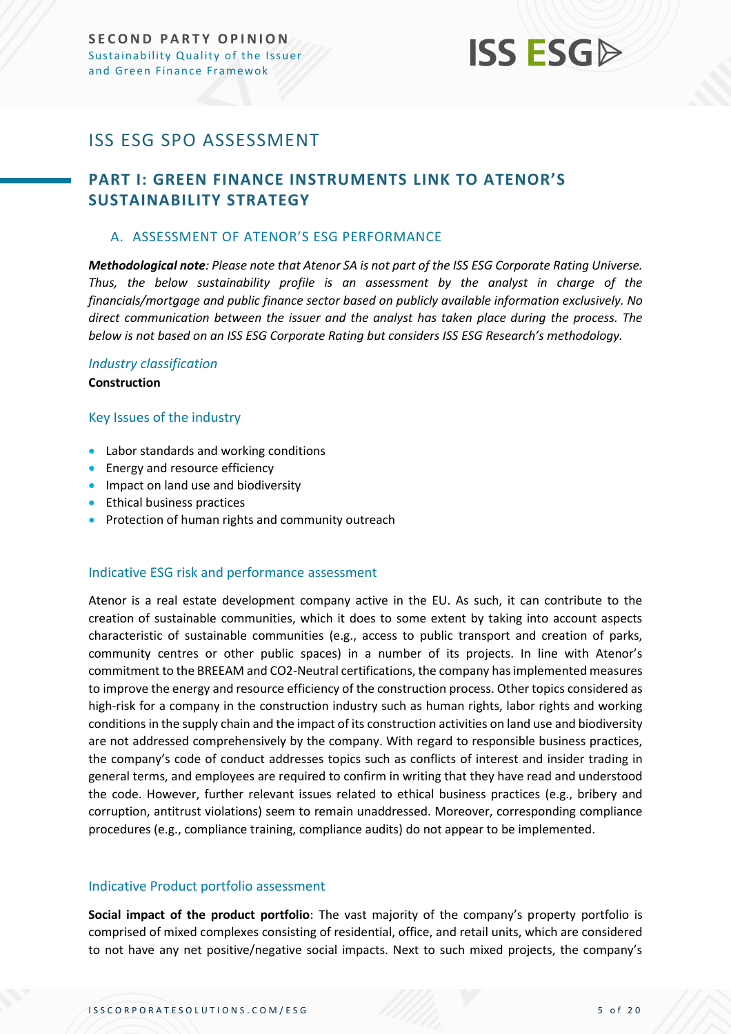# ISS ESG SPO ASSESSMENT

## PART I: GREEN FINANCE INSTRUMENTS LINK TO ATENOR'S SUSTAINABILITY STRATEGY

### A. ASSESSMENT OF ATENOR'S ESG PERFORMANCE

***Methodological note**: Please note that Atenor SA is not part of the ISS ESG Corporate Rating Universe. Thus, the below sustainability profile is an assessment by the analyst in charge of the financials/mortgage and public finance sector based on publicly available information exclusively. No direct communication between the issuer and the analyst has taken place during the process. The below is not based on an ISS ESG Corporate Rating but considers ISS ESG Research's methodology.*

#### *Industry classification*

**Construction**

#### Key Issues of the industry

- Labor standards and working conditions
- Energy and resource efficiency
- Impact on land use and biodiversity
- Ethical business practices
- Protection of human rights and community outreach

#### Indicative ESG risk and performance assessment

Atenor is a real estate development company active in the EU. As such, it can contribute to the creation of sustainable communities, which it does to some extent by taking into account aspects characteristic of sustainable communities (e.g., access to public transport and creation of parks, community centres or other public spaces) in a number of its projects. In line with Atenor's commitment to the BREEAM and CO2-Neutral certifications, the company has implemented measures to improve the energy and resource efficiency of the construction process. Other topics considered as high-risk for a company in the construction industry such as human rights, labor rights and working conditions in the supply chain and the impact of its construction activities on land use and biodiversity are not addressed comprehensively by the company. With regard to responsible business practices, the company's code of conduct addresses topics such as conflicts of interest and insider trading in general terms, and employees are required to confirm in writing that they have read and understood the code. However, further relevant issues related to ethical business practices (e.g., bribery and corruption, antitrust violations) seem to remain unaddressed. Moreover, corresponding compliance procedures (e.g., compliance training, compliance audits) do not appear to be implemented.

#### Indicative Product portfolio assessment

**Social impact of the product portfolio**: The vast majority of the company's property portfolio is comprised of mixed complexes consisting of residential, office, and retail units, which are considered to not have any net positive/negative social impacts. Next to such mixed projects, the company's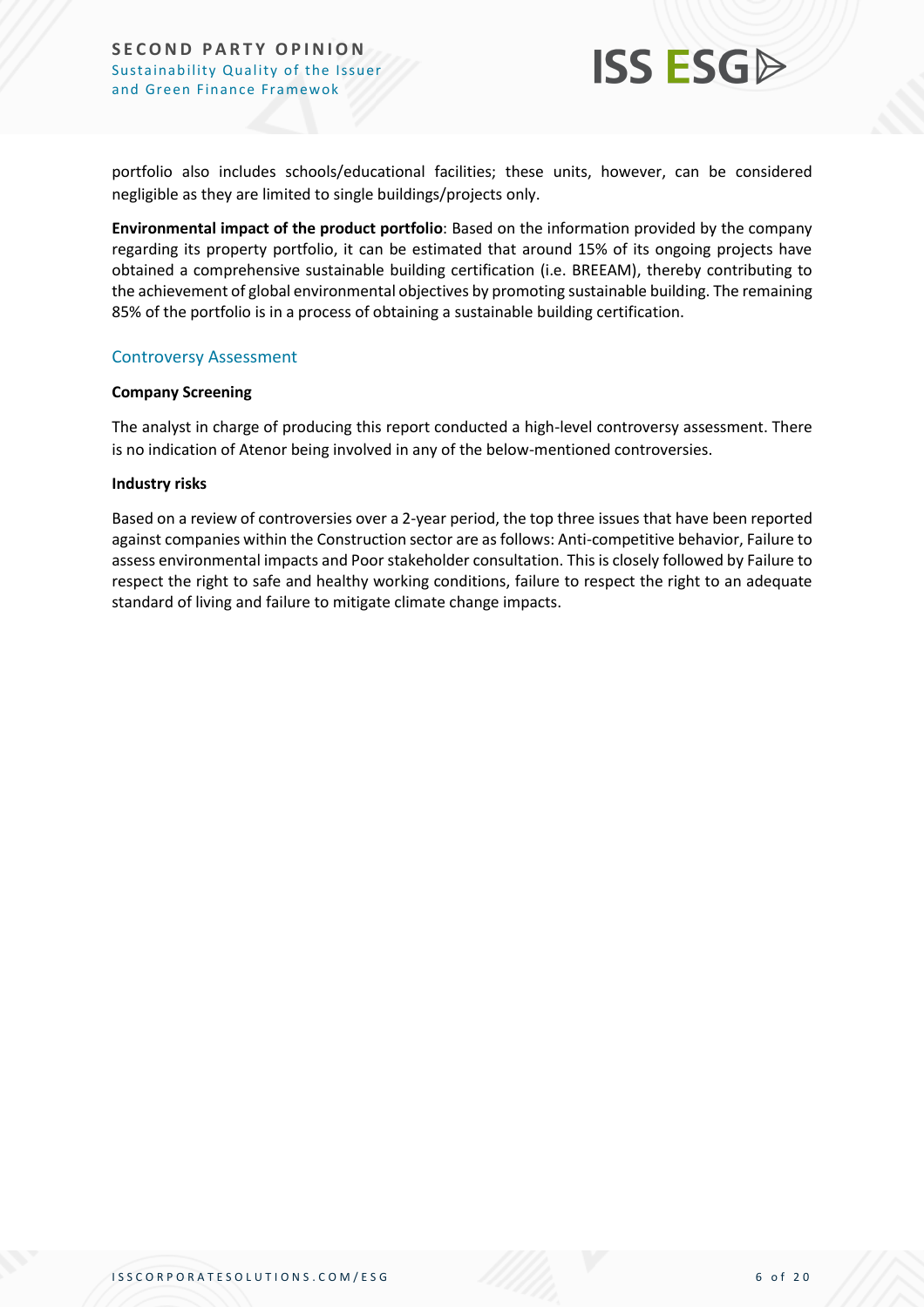portfolio also includes schools/educational facilities; these units, however, can be considered negligible as they are limited to single buildings/projects only.

**Environmental impact of the product portfolio**: Based on the information provided by the company regarding its property portfolio, it can be estimated that around 15% of its ongoing projects have obtained a comprehensive sustainable building certification (i.e. BREEAM), thereby contributing to the achievement of global environmental objectives by promoting sustainable building. The remaining 85% of the portfolio is in a process of obtaining a sustainable building certification.

## Controversy Assessment

**Company Screening**

The analyst in charge of producing this report conducted a high-level controversy assessment. There is no indication of Atenor being involved in any of the below-mentioned controversies.

**Industry risks**

Based on a review of controversies over a 2-year period, the top three issues that have been reported against companies within the Construction sector are as follows: Anti-competitive behavior, Failure to assess environmental impacts and Poor stakeholder consultation. This is closely followed by Failure to respect the right to safe and healthy working conditions, failure to respect the right to an adequate standard of living and failure to mitigate climate change impacts.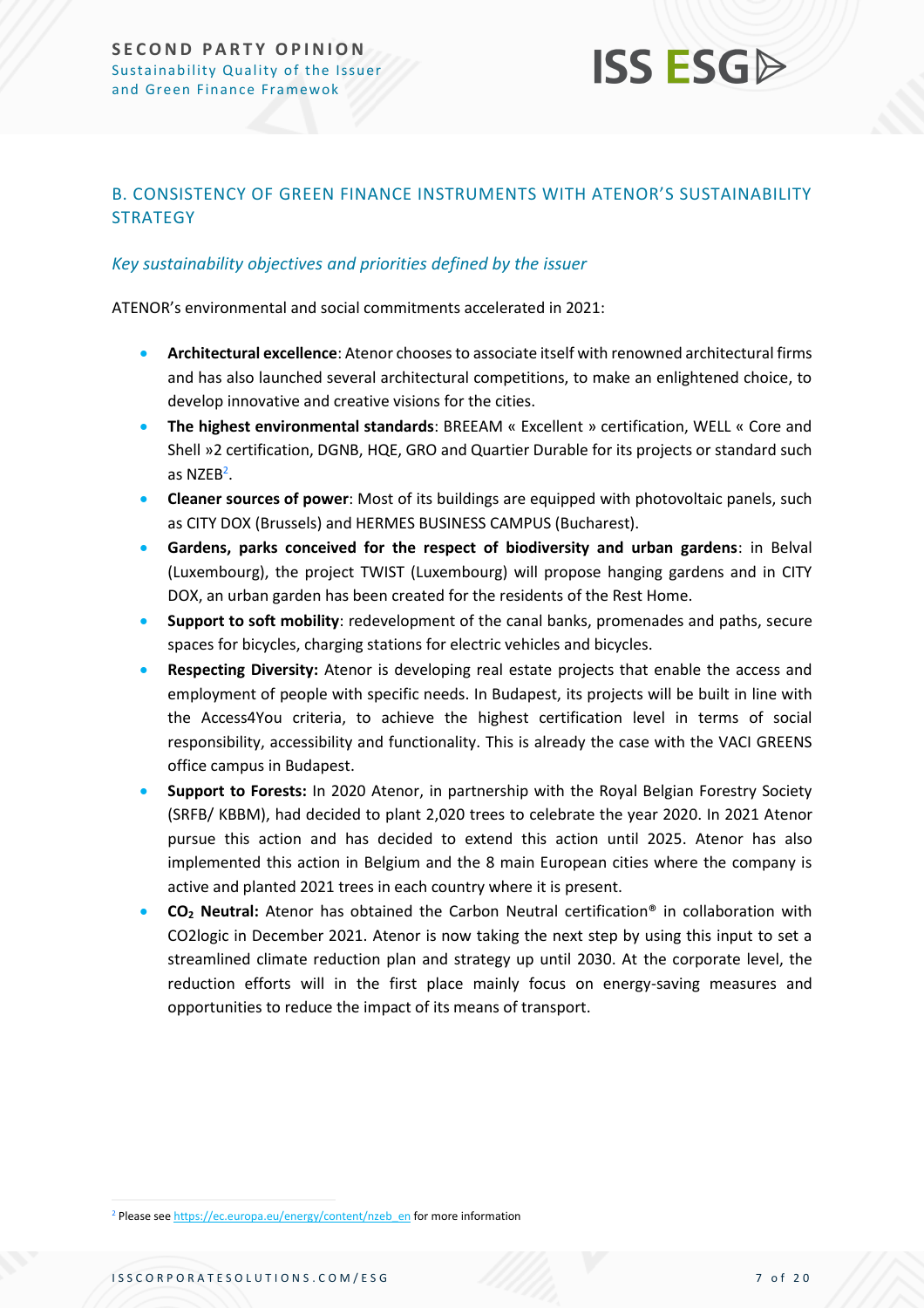## B. CONSISTENCY OF GREEN FINANCE INSTRUMENTS WITH ATENOR'S SUSTAINABILITY STRATEGY

### *Key sustainability objectives and priorities defined by the issuer*

ATENOR's environmental and social commitments accelerated in 2021:

- **Architectural excellence**: Atenor chooses to associate itself with renowned architectural firms and has also launched several architectural competitions, to make an enlightened choice, to develop innovative and creative visions for the cities.
- **The highest environmental standards**: BREEAM « Excellent » certification, WELL « Core and Shell »2 certification, DGNB, HQE, GRO and Quartier Durable for its projects or standard such as NZEB[2].
- **Cleaner sources of power**: Most of its buildings are equipped with photovoltaic panels, such as CITY DOX (Brussels) and HERMES BUSINESS CAMPUS (Bucharest).
- **Gardens, parks conceived for the respect of biodiversity and urban gardens**: in Belval (Luxembourg), the project TWIST (Luxembourg) will propose hanging gardens and in CITY DOX, an urban garden has been created for the residents of the Rest Home.
- **Support to soft mobility**: redevelopment of the canal banks, promenades and paths, secure spaces for bicycles, charging stations for electric vehicles and bicycles.
- **Respecting Diversity:** Atenor is developing real estate projects that enable the access and employment of people with specific needs. In Budapest, its projects will be built in line with the Access4You criteria, to achieve the highest certification level in terms of social responsibility, accessibility and functionality. This is already the case with the VACI GREENS office campus in Budapest.
- **Support to Forests:** In 2020 Atenor, in partnership with the Royal Belgian Forestry Society (SRFB/ KBBM), had decided to plant 2,020 trees to celebrate the year 2020. In 2021 Atenor pursue this action and has decided to extend this action until 2025. Atenor has also implemented this action in Belgium and the 8 main European cities where the company is active and planted 2021 trees in each country where it is present.
- **$CO_2$ Neutral:** Atenor has obtained the Carbon Neutral certification® in collaboration with CO2logic in December 2021. Atenor is now taking the next step by using this input to set a streamlined climate reduction plan and strategy up until 2030. At the corporate level, the reduction efforts will in the first place mainly focus on energy-saving measures and opportunities to reduce the impact of its means of transport.

[2] Please see https://ec.europa.eu/energy/content/nzeb_en for more information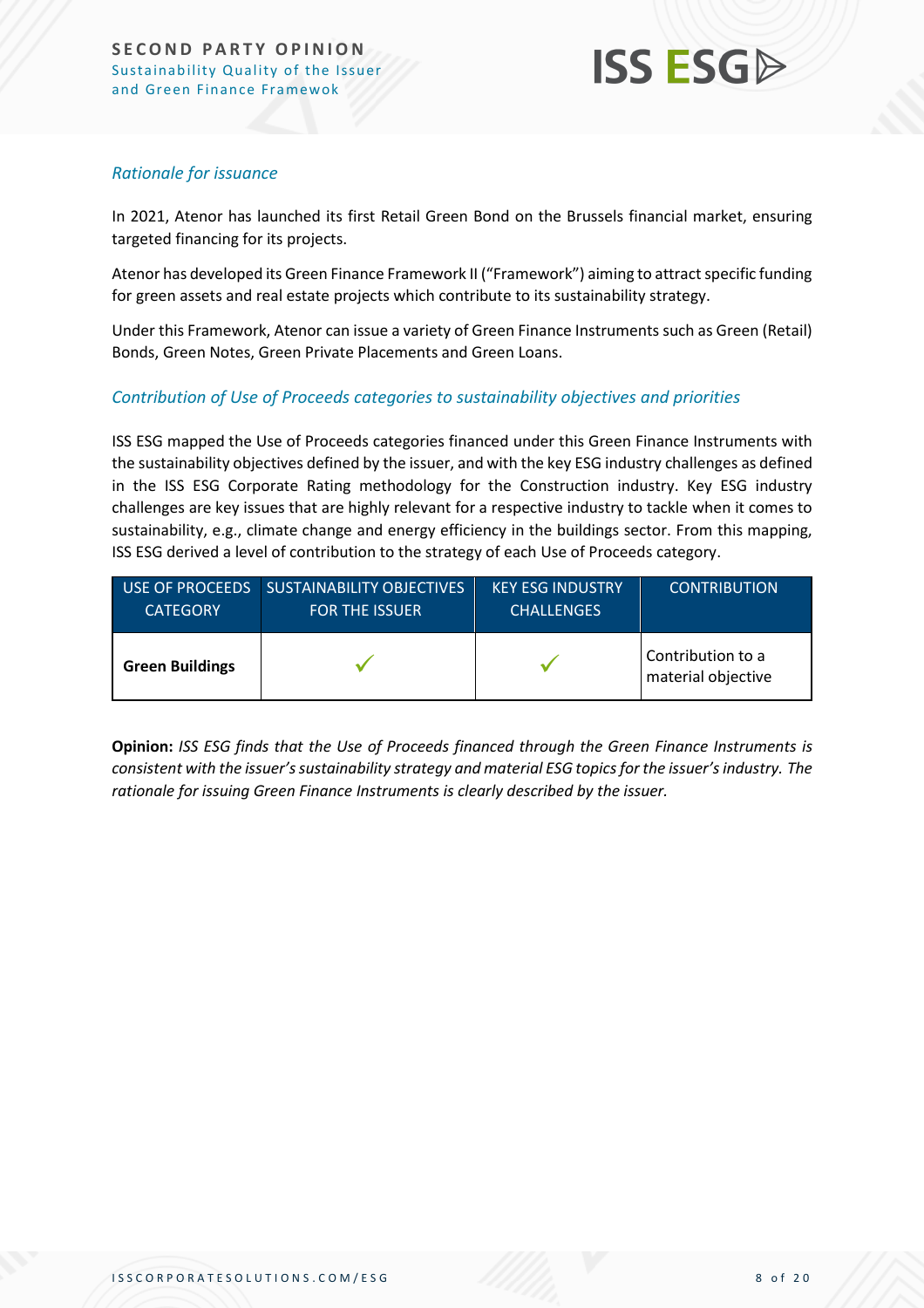### *Rationale for issuance*

In 2021, Atenor has launched its first Retail Green Bond on the Brussels financial market, ensuring targeted financing for its projects.

Atenor has developed its Green Finance Framework II ("Framework") aiming to attract specific funding for green assets and real estate projects which contribute to its sustainability strategy.

Under this Framework, Atenor can issue a variety of Green Finance Instruments such as Green (Retail) Bonds, Green Notes, Green Private Placements and Green Loans.

### *Contribution of Use of Proceeds categories to sustainability objectives and priorities*

ISS ESG mapped the Use of Proceeds categories financed under this Green Finance Instruments with the sustainability objectives defined by the issuer, and with the key ESG industry challenges as defined in the ISS ESG Corporate Rating methodology for the Construction industry. Key ESG industry challenges are key issues that are highly relevant for a respective industry to tackle when it comes to sustainability, e.g., climate change and energy efficiency in the buildings sector. From this mapping, ISS ESG derived a level of contribution to the strategy of each Use of Proceeds category.

| USE OF PROCEEDS CATEGORY | SUSTAINABILITY OBJECTIVES FOR THE ISSUER | KEY ESG INDUSTRY CHALLENGES | CONTRIBUTION |
|---|---|---|---|
| **Green Buildings** | ✓ | ✓ | Contribution to a material objective |

**Opinion:** *ISS ESG finds that the Use of Proceeds financed through the Green Finance Instruments is consistent with the issuer's sustainability strategy and material ESG topics for the issuer's industry. The rationale for issuing Green Finance Instruments is clearly described by the issuer.*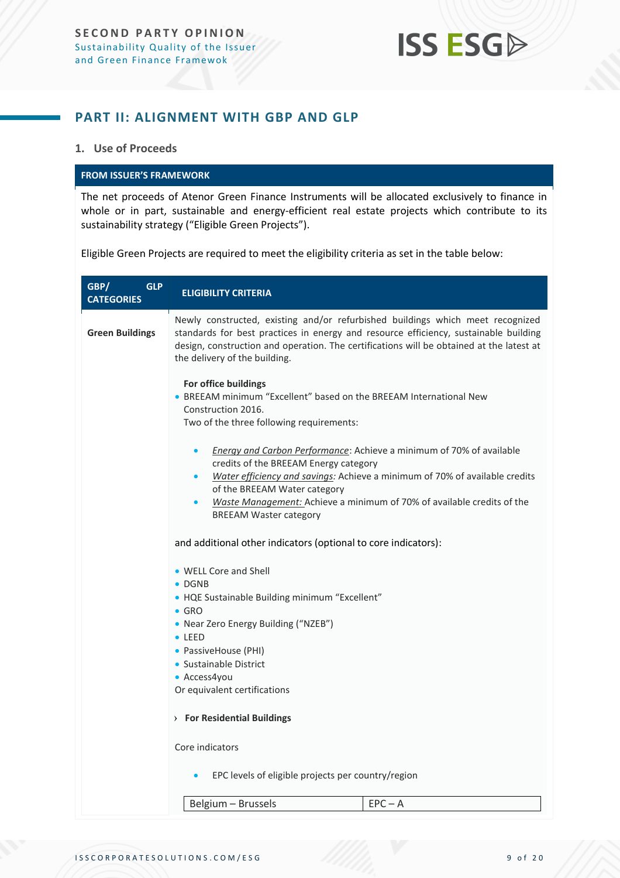## PART II: ALIGNMENT WITH GBP AND GLP

### 1. Use of Proceeds

**FROM ISSUER'S FRAMEWORK**

The net proceeds of Atenor Green Finance Instruments will be allocated exclusively to finance in whole or in part, sustainable and energy-efficient real estate projects which contribute to its sustainability strategy ("Eligible Green Projects").

Eligible Green Projects are required to meet the eligibility criteria as set in the table below:

| GBP/ GLP CATEGORIES | ELIGIBILITY CRITERIA |
|---|---|
| **Green Buildings** | Newly constructed, existing and/or refurbished buildings which meet recognized standards for best practices in energy and resource efficiency, sustainable building design, construction and operation. The certifications will be obtained at the latest at the delivery of the building.<br><br>**For office buildings**<br>• BREEAM minimum "Excellent" based on the BREEAM International New Construction 2016.<br>Two of the three following requirements:<br>• *Energy and Carbon Performance*: Achieve a minimum of 70% of available credits of the BREEAM Energy category<br>• *Water efficiency and savings:* Achieve a minimum of 70% of available credits of the BREEAM Water category<br>• *Waste Management:* Achieve a minimum of 70% of available credits of the BREEAM Waster category<br><br>and additional other indicators (optional to core indicators):<br>• WELL Core and Shell<br>• DGNB<br>• HQE Sustainable Building minimum "Excellent"<br>• GRO<br>• Near Zero Energy Building ("NZEB")<br>• LEED<br>• PassiveHouse (PHI)<br>• Sustainable District<br>• Access4you<br>Or equivalent certifications<br><br>› **For Residential Buildings**<br><br>Core indicators<br>• EPC levels of eligible projects per country/region<br><br>Belgium – Brussels: EPC – A |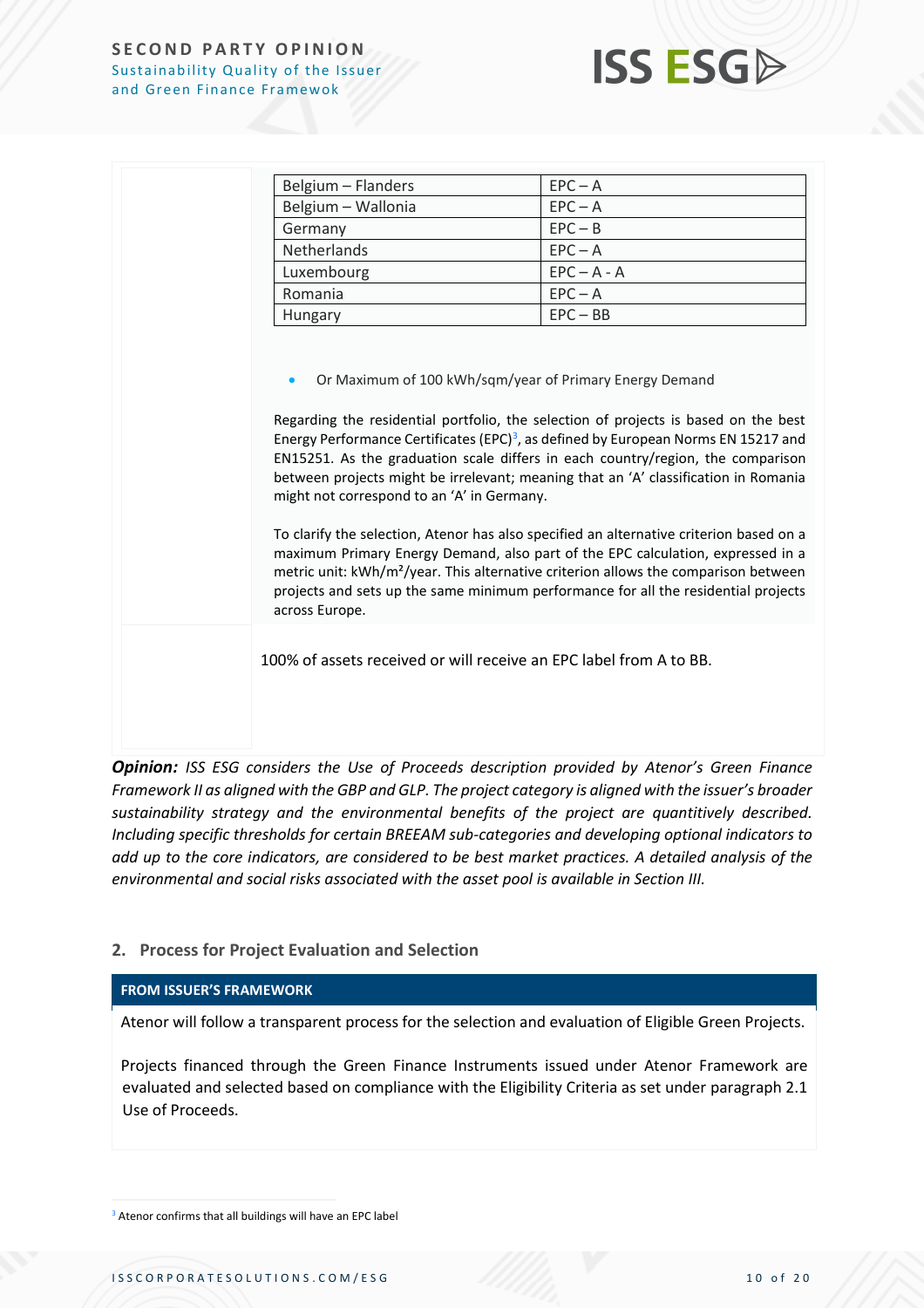| Belgium – Flanders | EPC – A |
|---|---|
| Belgium – Wallonia | EPC – A |
| Germany | EPC – B |
| Netherlands | EPC – A |
| Luxembourg | EPC – A - A |
| Romania | EPC – A |
| Hungary | EPC – BB |

- Or Maximum of 100 kWh/sqm/year of Primary Energy Demand

Regarding the residential portfolio, the selection of projects is based on the best Energy Performance Certificates (EPC)[3], as defined by European Norms EN 15217 and EN15251. As the graduation scale differs in each country/region, the comparison between projects might be irrelevant; meaning that an 'A' classification in Romania might not correspond to an 'A' in Germany.

To clarify the selection, Atenor has also specified an alternative criterion based on a maximum Primary Energy Demand, also part of the EPC calculation, expressed in a metric unit: kWh/m²/year. This alternative criterion allows the comparison between projects and sets up the same minimum performance for all the residential projects across Europe.

100% of assets received or will receive an EPC label from A to BB.

***Opinion:*** *ISS ESG considers the Use of Proceeds description provided by Atenor's Green Finance Framework II as aligned with the GBP and GLP. The project category is aligned with the issuer's broader sustainability strategy and the environmental benefits of the project are quantitively described. Including specific thresholds for certain BREEAM sub-categories and developing optional indicators to add up to the core indicators, are considered to be best market practices. A detailed analysis of the environmental and social risks associated with the asset pool is available in Section III.*

## 2. Process for Project Evaluation and Selection

**FROM ISSUER'S FRAMEWORK**

Atenor will follow a transparent process for the selection and evaluation of Eligible Green Projects.

Projects financed through the Green Finance Instruments issued under Atenor Framework are evaluated and selected based on compliance with the Eligibility Criteria as set under paragraph 2.1 Use of Proceeds.

[3] Atenor confirms that all buildings will have an EPC label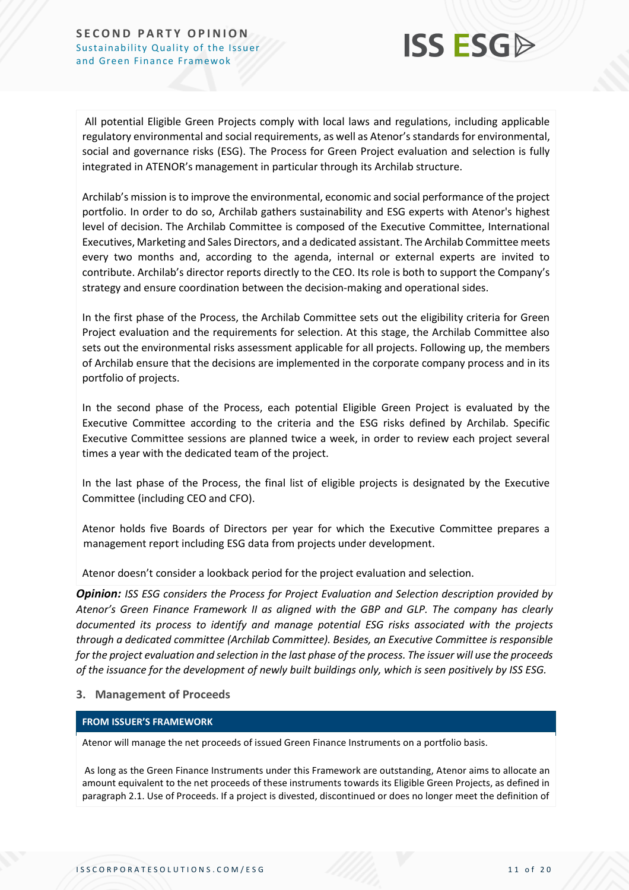All potential Eligible Green Projects comply with local laws and regulations, including applicable regulatory environmental and social requirements, as well as Atenor's standards for environmental, social and governance risks (ESG). The Process for Green Project evaluation and selection is fully integrated in ATENOR's management in particular through its Archilab structure.

Archilab's mission is to improve the environmental, economic and social performance of the project portfolio. In order to do so, Archilab gathers sustainability and ESG experts with Atenor's highest level of decision. The Archilab Committee is composed of the Executive Committee, International Executives, Marketing and Sales Directors, and a dedicated assistant. The Archilab Committee meets every two months and, according to the agenda, internal or external experts are invited to contribute. Archilab's director reports directly to the CEO. Its role is both to support the Company's strategy and ensure coordination between the decision-making and operational sides.

In the first phase of the Process, the Archilab Committee sets out the eligibility criteria for Green Project evaluation and the requirements for selection. At this stage, the Archilab Committee also sets out the environmental risks assessment applicable for all projects. Following up, the members of Archilab ensure that the decisions are implemented in the corporate company process and in its portfolio of projects.

In the second phase of the Process, each potential Eligible Green Project is evaluated by the Executive Committee according to the criteria and the ESG risks defined by Archilab. Specific Executive Committee sessions are planned twice a week, in order to review each project several times a year with the dedicated team of the project.

In the last phase of the Process, the final list of eligible projects is designated by the Executive Committee (including CEO and CFO).

Atenor holds five Boards of Directors per year for which the Executive Committee prepares a management report including ESG data from projects under development.

Atenor doesn't consider a lookback period for the project evaluation and selection.

***Opinion:*** *ISS ESG considers the Process for Project Evaluation and Selection description provided by Atenor's Green Finance Framework II as aligned with the GBP and GLP. The company has clearly documented its process to identify and manage potential ESG risks associated with the projects through a dedicated committee (Archilab Committee). Besides, an Executive Committee is responsible for the project evaluation and selection in the last phase of the process. The issuer will use the proceeds of the issuance for the development of newly built buildings only, which is seen positively by ISS ESG.*

## 3. Management of Proceeds

**FROM ISSUER'S FRAMEWORK**

Atenor will manage the net proceeds of issued Green Finance Instruments on a portfolio basis.

As long as the Green Finance Instruments under this Framework are outstanding, Atenor aims to allocate an amount equivalent to the net proceeds of these instruments towards its Eligible Green Projects, as defined in paragraph 2.1. Use of Proceeds. If a project is divested, discontinued or does no longer meet the definition of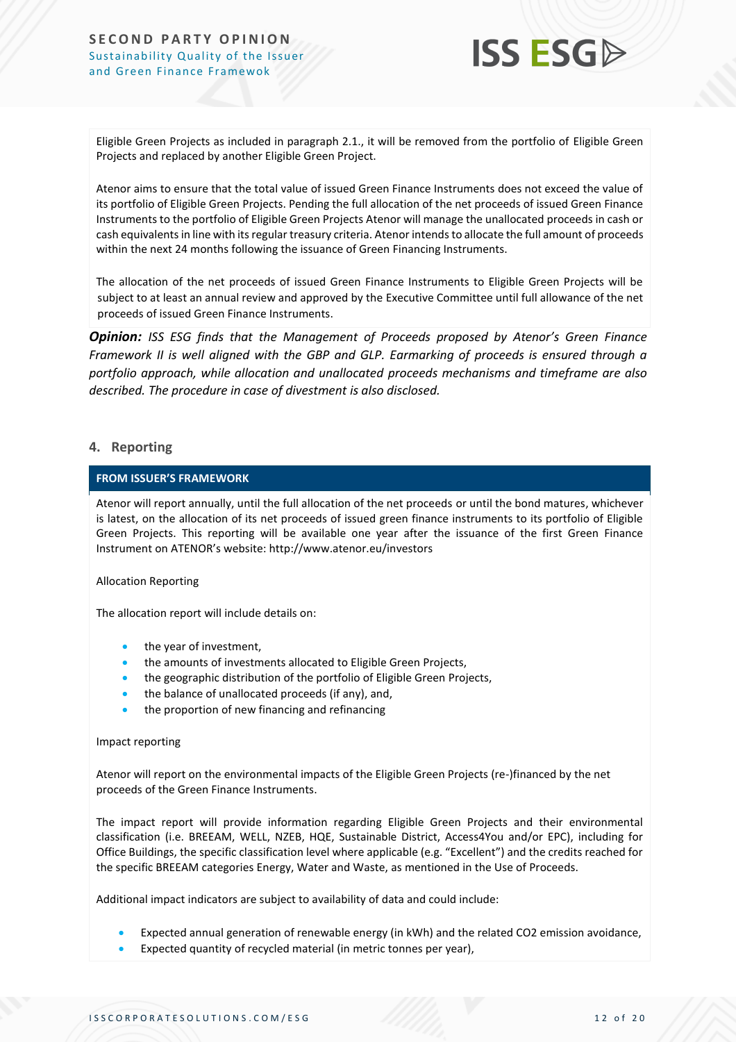Eligible Green Projects as included in paragraph 2.1., it will be removed from the portfolio of Eligible Green Projects and replaced by another Eligible Green Project.

Atenor aims to ensure that the total value of issued Green Finance Instruments does not exceed the value of its portfolio of Eligible Green Projects. Pending the full allocation of the net proceeds of issued Green Finance Instruments to the portfolio of Eligible Green Projects Atenor will manage the unallocated proceeds in cash or cash equivalents in line with its regular treasury criteria. Atenor intends to allocate the full amount of proceeds within the next 24 months following the issuance of Green Financing Instruments.

The allocation of the net proceeds of issued Green Finance Instruments to Eligible Green Projects will be subject to at least an annual review and approved by the Executive Committee until full allowance of the net proceeds of issued Green Finance Instruments.

***Opinion:*** *ISS ESG finds that the Management of Proceeds proposed by Atenor's Green Finance Framework II is well aligned with the GBP and GLP. Earmarking of proceeds is ensured through a portfolio approach, while allocation and unallocated proceeds mechanisms and timeframe are also described. The procedure in case of divestment is also disclosed.*

## 4. Reporting

**FROM ISSUER'S FRAMEWORK**

Atenor will report annually, until the full allocation of the net proceeds or until the bond matures, whichever is latest, on the allocation of its net proceeds of issued green finance instruments to its portfolio of Eligible Green Projects. This reporting will be available one year after the issuance of the first Green Finance Instrument on ATENOR's website: http://www.atenor.eu/investors

Allocation Reporting

The allocation report will include details on:

- the year of investment,
- the amounts of investments allocated to Eligible Green Projects,
- the geographic distribution of the portfolio of Eligible Green Projects,
- the balance of unallocated proceeds (if any), and,
- the proportion of new financing and refinancing

Impact reporting

Atenor will report on the environmental impacts of the Eligible Green Projects (re-)financed by the net proceeds of the Green Finance Instruments.

The impact report will provide information regarding Eligible Green Projects and their environmental classification (i.e. BREEAM, WELL, NZEB, HQE, Sustainable District, Access4You and/or EPC), including for Office Buildings, the specific classification level where applicable (e.g. "Excellent") and the credits reached for the specific BREEAM categories Energy, Water and Waste, as mentioned in the Use of Proceeds.

Additional impact indicators are subject to availability of data and could include:

- Expected annual generation of renewable energy (in kWh) and the related $CO_2$ emission avoidance,
- Expected quantity of recycled material (in metric tonnes per year),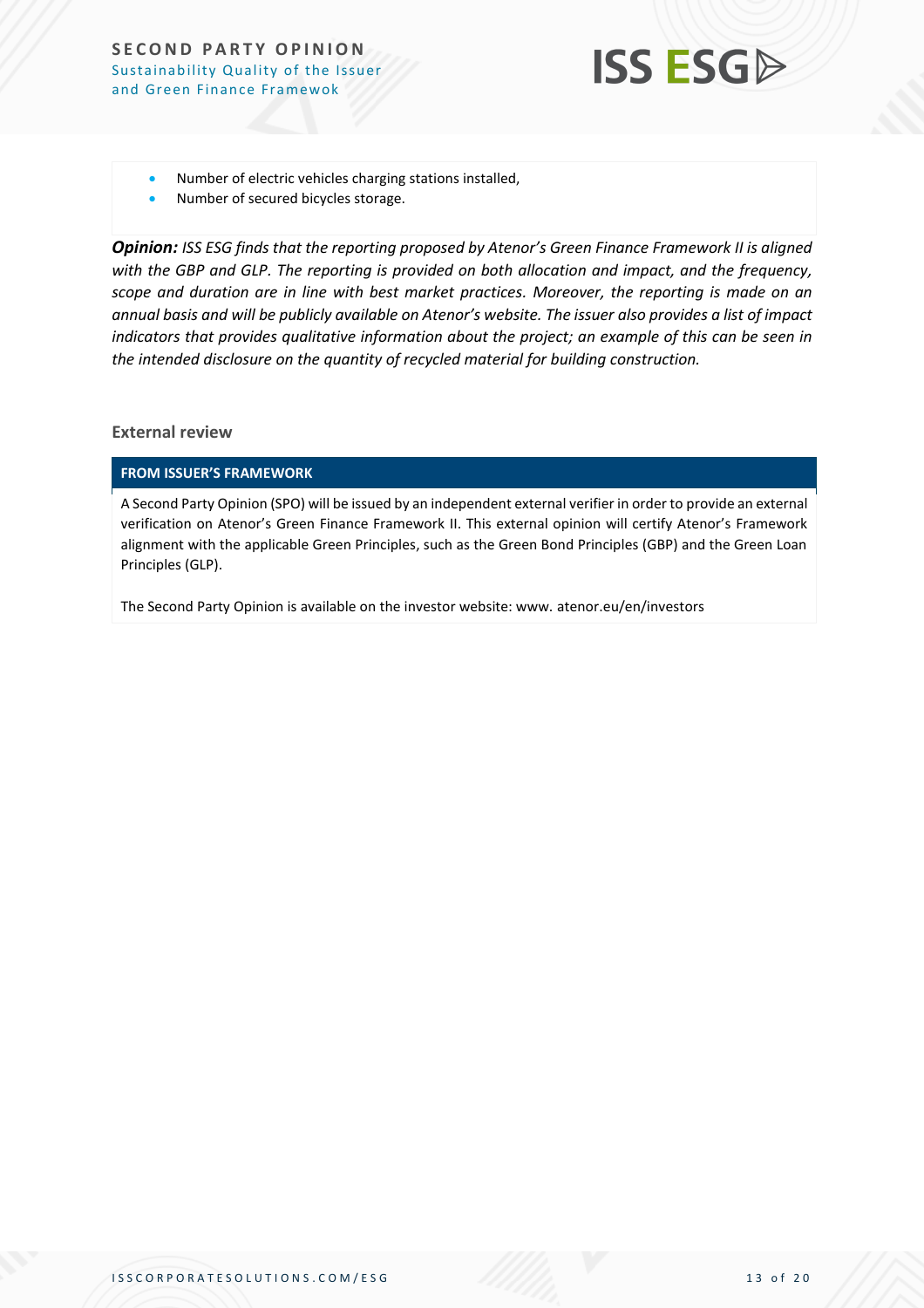- Number of electric vehicles charging stations installed,
- Number of secured bicycles storage.

***Opinion:*** *ISS ESG finds that the reporting proposed by Atenor's Green Finance Framework II is aligned with the GBP and GLP. The reporting is provided on both allocation and impact, and the frequency, scope and duration are in line with best market practices. Moreover, the reporting is made on an annual basis and will be publicly available on Atenor's website. The issuer also provides a list of impact indicators that provides qualitative information about the project; an example of this can be seen in the intended disclosure on the quantity of recycled material for building construction.*

## External review

**FROM ISSUER'S FRAMEWORK**

A Second Party Opinion (SPO) will be issued by an independent external verifier in order to provide an external verification on Atenor's Green Finance Framework II. This external opinion will certify Atenor's Framework alignment with the applicable Green Principles, such as the Green Bond Principles (GBP) and the Green Loan Principles (GLP).

The Second Party Opinion is available on the investor website: www. atenor.eu/en/investors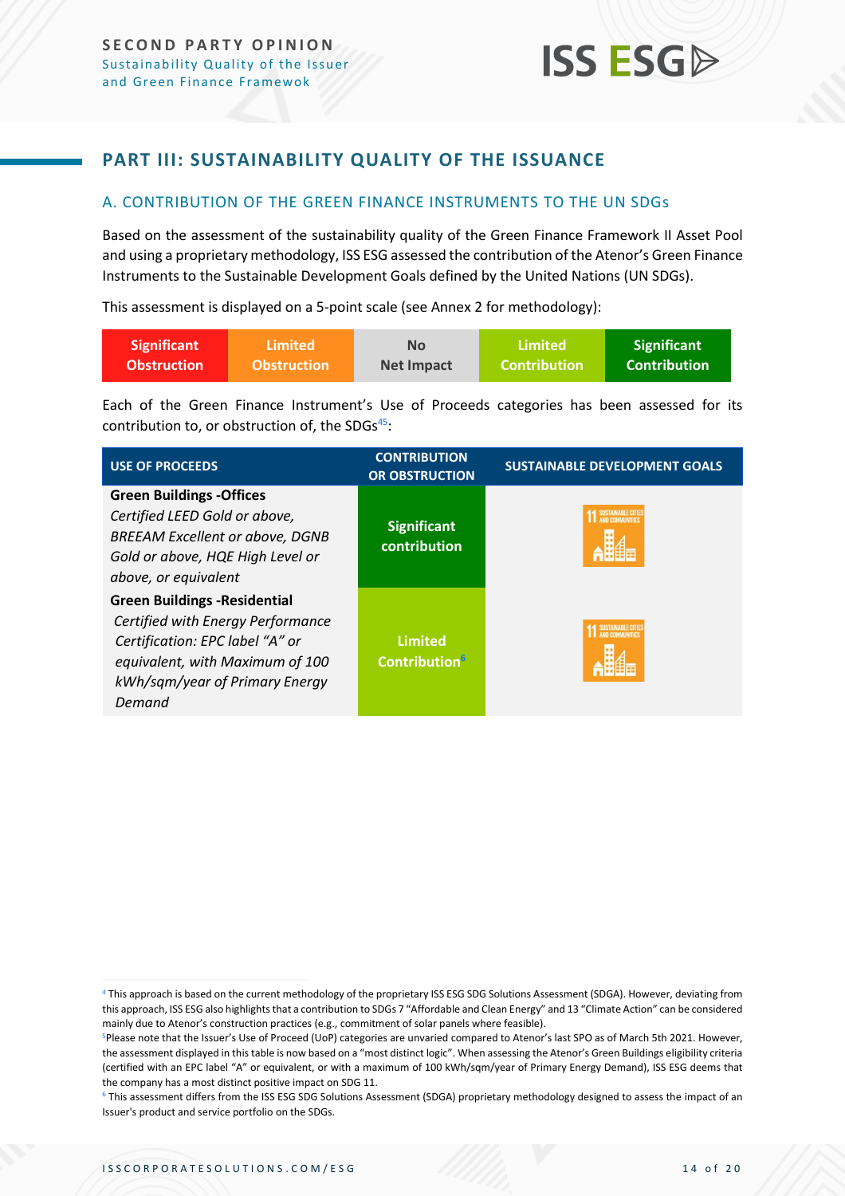## PART III: SUSTAINABILITY QUALITY OF THE ISSUANCE

### A. CONTRIBUTION OF THE GREEN FINANCE INSTRUMENTS TO THE UN SDGs

Based on the assessment of the sustainability quality of the Green Finance Framework II Asset Pool and using a proprietary methodology, ISS ESG assessed the contribution of the Atenor's Green Finance Instruments to the Sustainable Development Goals defined by the United Nations (UN SDGs).

This assessment is displayed on a 5-point scale (see Annex 2 for methodology):

| Significant Obstruction | Limited Obstruction | No Net Impact | Limited Contribution | Significant Contribution |
|---|---|---|---|---|

Each of the Green Finance Instrument's Use of Proceeds categories has been assessed for its contribution to, or obstruction of, the SDGs[4][5]:

| USE OF PROCEEDS | CONTRIBUTION OR OBSTRUCTION | SUSTAINABLE DEVELOPMENT GOALS |
|---|---|---|
| **Green Buildings -Offices** *Certified LEED Gold or above, BREEAM Excellent or above, DGNB Gold or above, HQE High Level or above, or equivalent* | Significant contribution | 11 Sustainable Cities and Communities |
| **Green Buildings -Residential** *Certified with Energy Performance Certification: EPC label "A" or equivalent, with Maximum of 100 kWh/sqm/year of Primary Energy Demand* | Limited Contribution[6] | 11 Sustainable Cities and Communities |

[4] This approach is based on the current methodology of the proprietary ISS ESG SDG Solutions Assessment (SDGA). However, deviating from this approach, ISS ESG also highlights that a contribution to SDGs 7 "Affordable and Clean Energy" and 13 "Climate Action" can be considered mainly due to Atenor's construction practices (e.g., commitment of solar panels where feasible).

[5] Please note that the Issuer's Use of Proceed (UoP) categories are unvaried compared to Atenor's last SPO as of March 5th 2021. However, the assessment displayed in this table is now based on a "most distinct logic". When assessing the Atenor's Green Buildings eligibility criteria (certified with an EPC label "A" or equivalent, or with a maximum of 100 kWh/sqm/year of Primary Energy Demand), ISS ESG deems that the company has a most distinct positive impact on SDG 11.

[6] This assessment differs from the ISS ESG SDG Solutions Assessment (SDGA) proprietary methodology designed to assess the impact of an Issuer's product and service portfolio on the SDGs.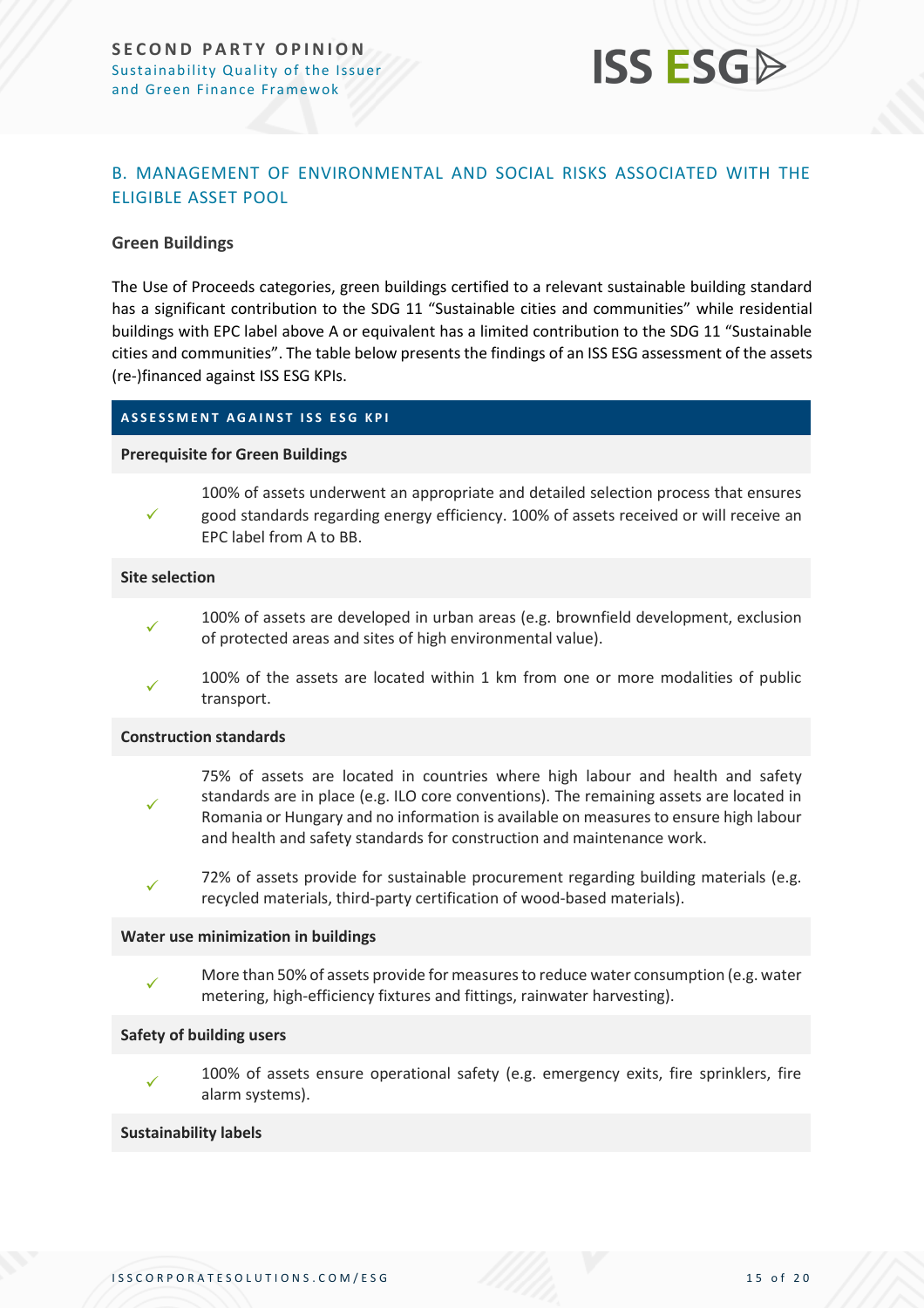## B. MANAGEMENT OF ENVIRONMENTAL AND SOCIAL RISKS ASSOCIATED WITH THE ELIGIBLE ASSET POOL

### Green Buildings

The Use of Proceeds categories, green buildings certified to a relevant sustainable building standard has a significant contribution to the SDG 11 "Sustainable cities and communities" while residential buildings with EPC label above A or equivalent has a limited contribution to the SDG 11 "Sustainable cities and communities". The table below presents the findings of an ISS ESG assessment of the assets (re-)financed against ISS ESG KPIs.

| ASSESSMENT AGAINST ISS ESG KPI | |
|---|---|
| **Prerequisite for Green Buildings** | |
| ✓ | 100% of assets underwent an appropriate and detailed selection process that ensures good standards regarding energy efficiency. 100% of assets received or will receive an EPC label from A to BB. |
| **Site selection** | |
| ✓ | 100% of assets are developed in urban areas (e.g. brownfield development, exclusion of protected areas and sites of high environmental value). |
| ✓ | 100% of the assets are located within 1 km from one or more modalities of public transport. |
| **Construction standards** | |
| ✓ | 75% of assets are located in countries where high labour and health and safety standards are in place (e.g. ILO core conventions). The remaining assets are located in Romania or Hungary and no information is available on measures to ensure high labour and health and safety standards for construction and maintenance work. |
| ✓ | 72% of assets provide for sustainable procurement regarding building materials (e.g. recycled materials, third-party certification of wood-based materials). |
| **Water use minimization in buildings** | |
| ✓ | More than 50% of assets provide for measures to reduce water consumption (e.g. water metering, high-efficiency fixtures and fittings, rainwater harvesting). |
| **Safety of building users** | |
| ✓ | 100% of assets ensure operational safety (e.g. emergency exits, fire sprinklers, fire alarm systems). |
| **Sustainability labels** | |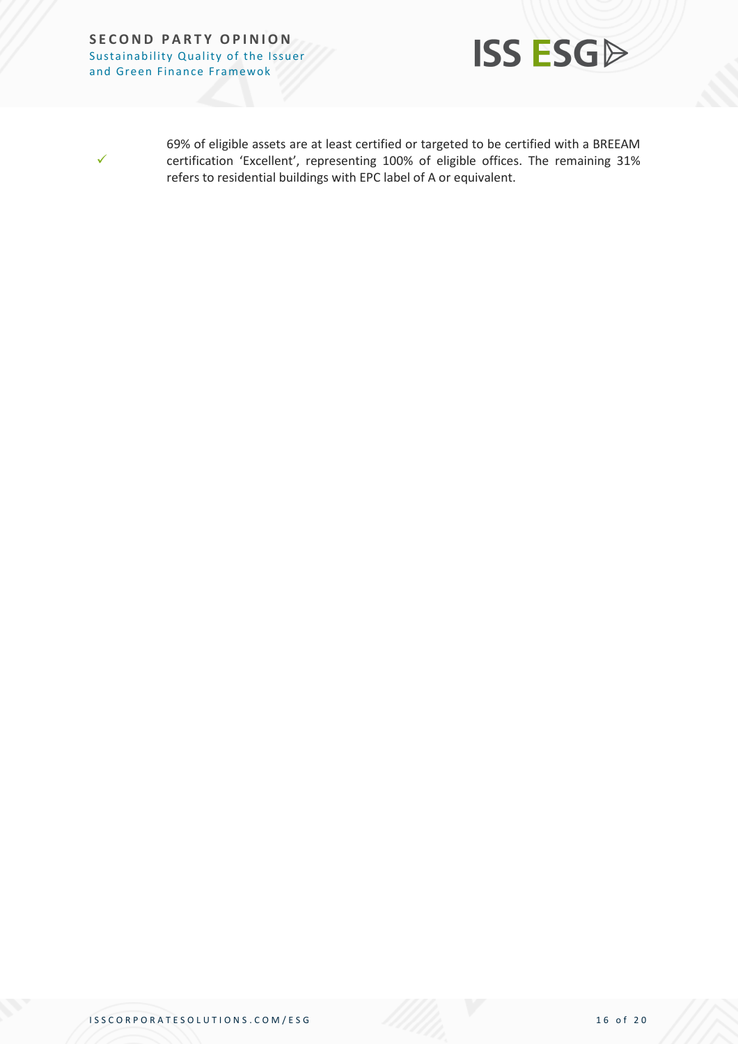✓ 69% of eligible assets are at least certified or targeted to be certified with a BREEAM certification 'Excellent', representing 100% of eligible offices. The remaining 31% refers to residential buildings with EPC label of A or equivalent.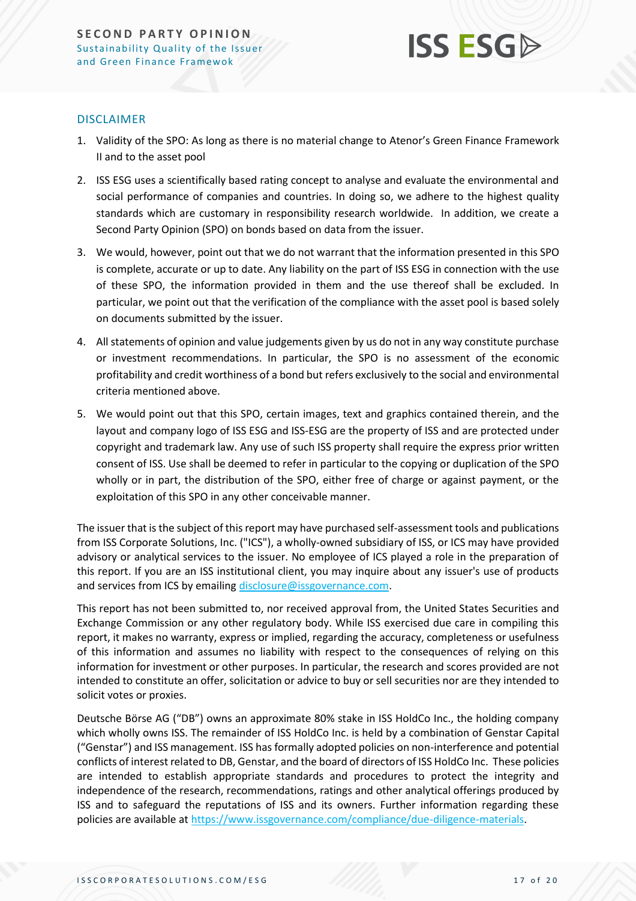## DISCLAIMER

1. Validity of the SPO: As long as there is no material change to Atenor's Green Finance Framework II and to the asset pool
2. ISS ESG uses a scientifically based rating concept to analyse and evaluate the environmental and social performance of companies and countries. In doing so, we adhere to the highest quality standards which are customary in responsibility research worldwide. In addition, we create a Second Party Opinion (SPO) on bonds based on data from the issuer.
3. We would, however, point out that we do not warrant that the information presented in this SPO is complete, accurate or up to date. Any liability on the part of ISS ESG in connection with the use of these SPO, the information provided in them and the use thereof shall be excluded. In particular, we point out that the verification of the compliance with the asset pool is based solely on documents submitted by the issuer.
4. All statements of opinion and value judgements given by us do not in any way constitute purchase or investment recommendations. In particular, the SPO is no assessment of the economic profitability and credit worthiness of a bond but refers exclusively to the social and environmental criteria mentioned above.
5. We would point out that this SPO, certain images, text and graphics contained therein, and the layout and company logo of ISS ESG and ISS-ESG are the property of ISS and are protected under copyright and trademark law. Any use of such ISS property shall require the express prior written consent of ISS. Use shall be deemed to refer in particular to the copying or duplication of the SPO wholly or in part, the distribution of the SPO, either free of charge or against payment, or the exploitation of this SPO in any other conceivable manner.

The issuer that is the subject of this report may have purchased self-assessment tools and publications from ISS Corporate Solutions, Inc. ("ICS"), a wholly-owned subsidiary of ISS, or ICS may have provided advisory or analytical services to the issuer. No employee of ICS played a role in the preparation of this report. If you are an ISS institutional client, you may inquire about any issuer's use of products and services from ICS by emailing disclosure@issgovernance.com.

This report has not been submitted to, nor received approval from, the United States Securities and Exchange Commission or any other regulatory body. While ISS exercised due care in compiling this report, it makes no warranty, express or implied, regarding the accuracy, completeness or usefulness of this information and assumes no liability with respect to the consequences of relying on this information for investment or other purposes. In particular, the research and scores provided are not intended to constitute an offer, solicitation or advice to buy or sell securities nor are they intended to solicit votes or proxies.

Deutsche Börse AG ("DB") owns an approximate 80% stake in ISS HoldCo Inc., the holding company which wholly owns ISS. The remainder of ISS HoldCo Inc. is held by a combination of Genstar Capital ("Genstar") and ISS management. ISS has formally adopted policies on non-interference and potential conflicts of interest related to DB, Genstar, and the board of directors of ISS HoldCo Inc. These policies are intended to establish appropriate standards and procedures to protect the integrity and independence of the research, recommendations, ratings and other analytical offerings produced by ISS and to safeguard the reputations of ISS and its owners. Further information regarding these policies are available at https://www.issgovernance.com/compliance/due-diligence-materials.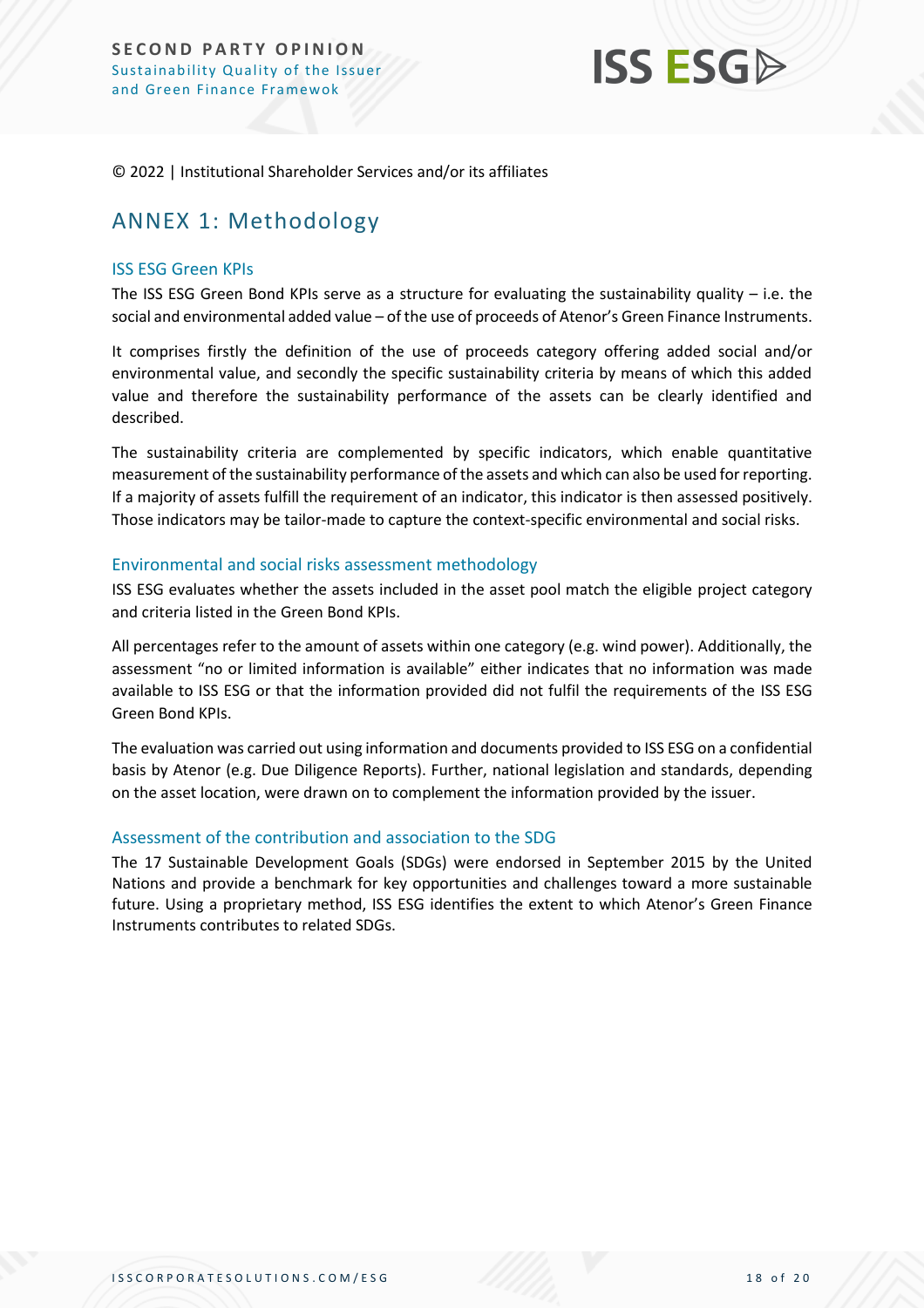© 2022 | Institutional Shareholder Services and/or its affiliates

# ANNEX 1: Methodology

## ISS ESG Green KPIs

The ISS ESG Green Bond KPIs serve as a structure for evaluating the sustainability quality – i.e. the social and environmental added value – of the use of proceeds of Atenor's Green Finance Instruments.

It comprises firstly the definition of the use of proceeds category offering added social and/or environmental value, and secondly the specific sustainability criteria by means of which this added value and therefore the sustainability performance of the assets can be clearly identified and described.

The sustainability criteria are complemented by specific indicators, which enable quantitative measurement of the sustainability performance of the assets and which can also be used for reporting. If a majority of assets fulfill the requirement of an indicator, this indicator is then assessed positively. Those indicators may be tailor-made to capture the context-specific environmental and social risks.

## Environmental and social risks assessment methodology

ISS ESG evaluates whether the assets included in the asset pool match the eligible project category and criteria listed in the Green Bond KPIs.

All percentages refer to the amount of assets within one category (e.g. wind power). Additionally, the assessment "no or limited information is available" either indicates that no information was made available to ISS ESG or that the information provided did not fulfil the requirements of the ISS ESG Green Bond KPIs.

The evaluation was carried out using information and documents provided to ISS ESG on a confidential basis by Atenor (e.g. Due Diligence Reports). Further, national legislation and standards, depending on the asset location, were drawn on to complement the information provided by the issuer.

## Assessment of the contribution and association to the SDG

The 17 Sustainable Development Goals (SDGs) were endorsed in September 2015 by the United Nations and provide a benchmark for key opportunities and challenges toward a more sustainable future. Using a proprietary method, ISS ESG identifies the extent to which Atenor's Green Finance Instruments contributes to related SDGs.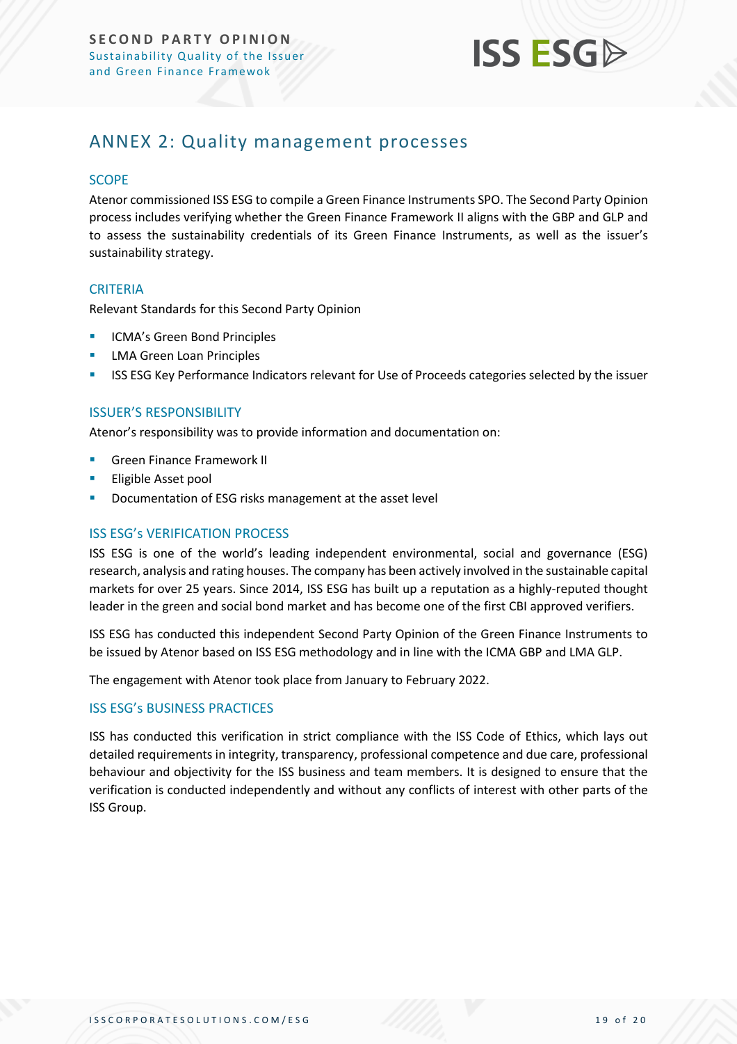## ANNEX 2: Quality management processes

### SCOPE

Atenor commissioned ISS ESG to compile a Green Finance Instruments SPO. The Second Party Opinion process includes verifying whether the Green Finance Framework II aligns with the GBP and GLP and to assess the sustainability credentials of its Green Finance Instruments, as well as the issuer's sustainability strategy.

### CRITERIA

Relevant Standards for this Second Party Opinion

- ICMA's Green Bond Principles
- LMA Green Loan Principles
- ISS ESG Key Performance Indicators relevant for Use of Proceeds categories selected by the issuer

### ISSUER'S RESPONSIBILITY

Atenor's responsibility was to provide information and documentation on:

- Green Finance Framework II
- Eligible Asset pool
- Documentation of ESG risks management at the asset level

### ISS ESG's VERIFICATION PROCESS

ISS ESG is one of the world's leading independent environmental, social and governance (ESG) research, analysis and rating houses. The company has been actively involved in the sustainable capital markets for over 25 years. Since 2014, ISS ESG has built up a reputation as a highly-reputed thought leader in the green and social bond market and has become one of the first CBI approved verifiers.

ISS ESG has conducted this independent Second Party Opinion of the Green Finance Instruments to be issued by Atenor based on ISS ESG methodology and in line with the ICMA GBP and LMA GLP.

The engagement with Atenor took place from January to February 2022.

### ISS ESG's BUSINESS PRACTICES

ISS has conducted this verification in strict compliance with the ISS Code of Ethics, which lays out detailed requirements in integrity, transparency, professional competence and due care, professional behaviour and objectivity for the ISS business and team members. It is designed to ensure that the verification is conducted independently and without any conflicts of interest with other parts of the ISS Group.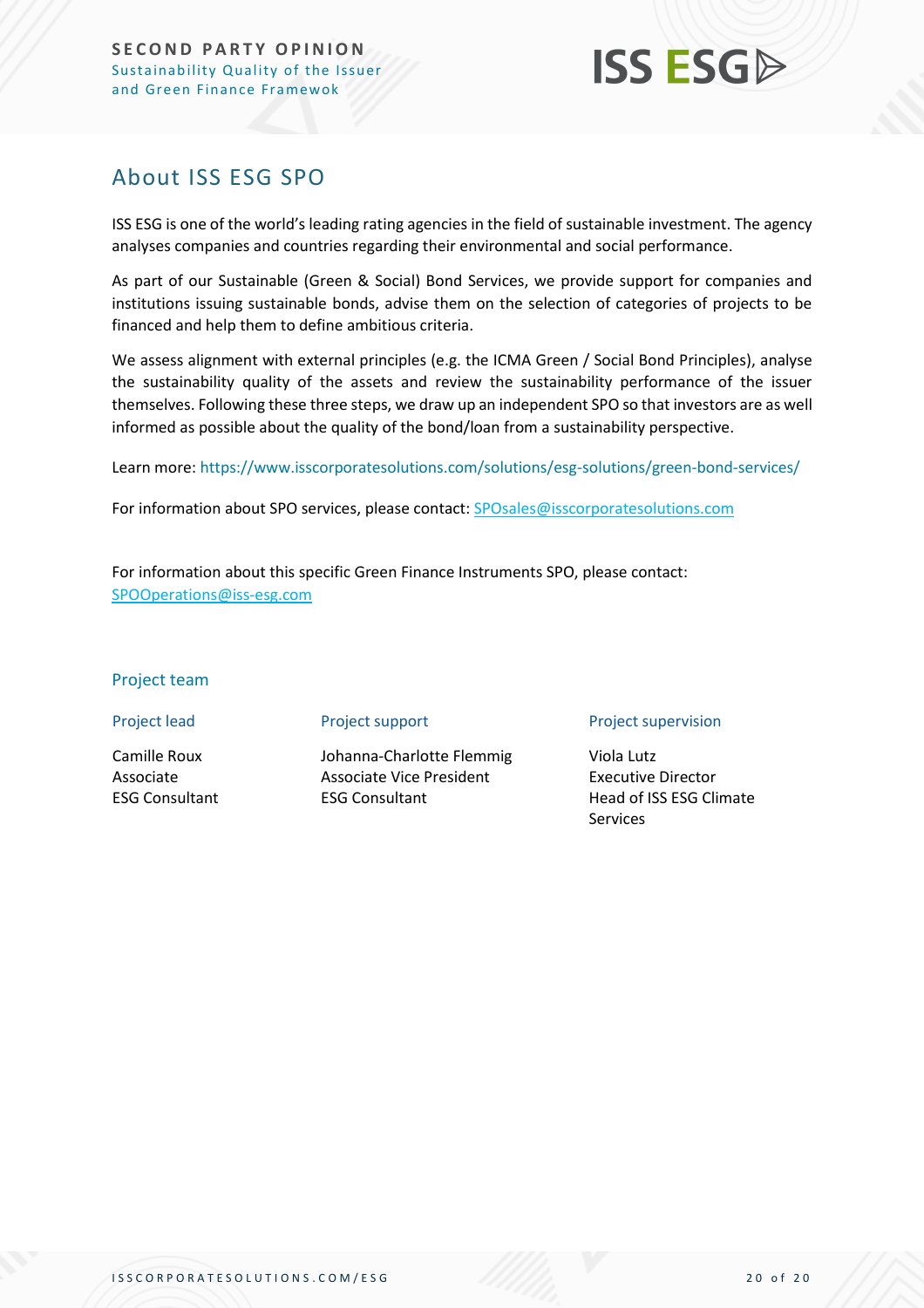## About ISS ESG SPO

ISS ESG is one of the world's leading rating agencies in the field of sustainable investment. The agency analyses companies and countries regarding their environmental and social performance.

As part of our Sustainable (Green & Social) Bond Services, we provide support for companies and institutions issuing sustainable bonds, advise them on the selection of categories of projects to be financed and help them to define ambitious criteria.

We assess alignment with external principles (e.g. the ICMA Green / Social Bond Principles), analyse the sustainability quality of the assets and review the sustainability performance of the issuer themselves. Following these three steps, we draw up an independent SPO so that investors are as well informed as possible about the quality of the bond/loan from a sustainability perspective.

Learn more: https://www.isscorporatesolutions.com/solutions/esg-solutions/green-bond-services/

For information about SPO services, please contact: SPOsales@isscorporatesolutions.com

For information about this specific Green Finance Instruments SPO, please contact: SPOOperations@iss-esg.com

### Project team

| Project lead | Project support | Project supervision |
| --- | --- | --- |
| Camille Roux<br>Associate<br>ESG Consultant | Johanna-Charlotte Flemmig<br>Associate Vice President<br>ESG Consultant | Viola Lutz<br>Executive Director<br>Head of ISS ESG Climate Services |